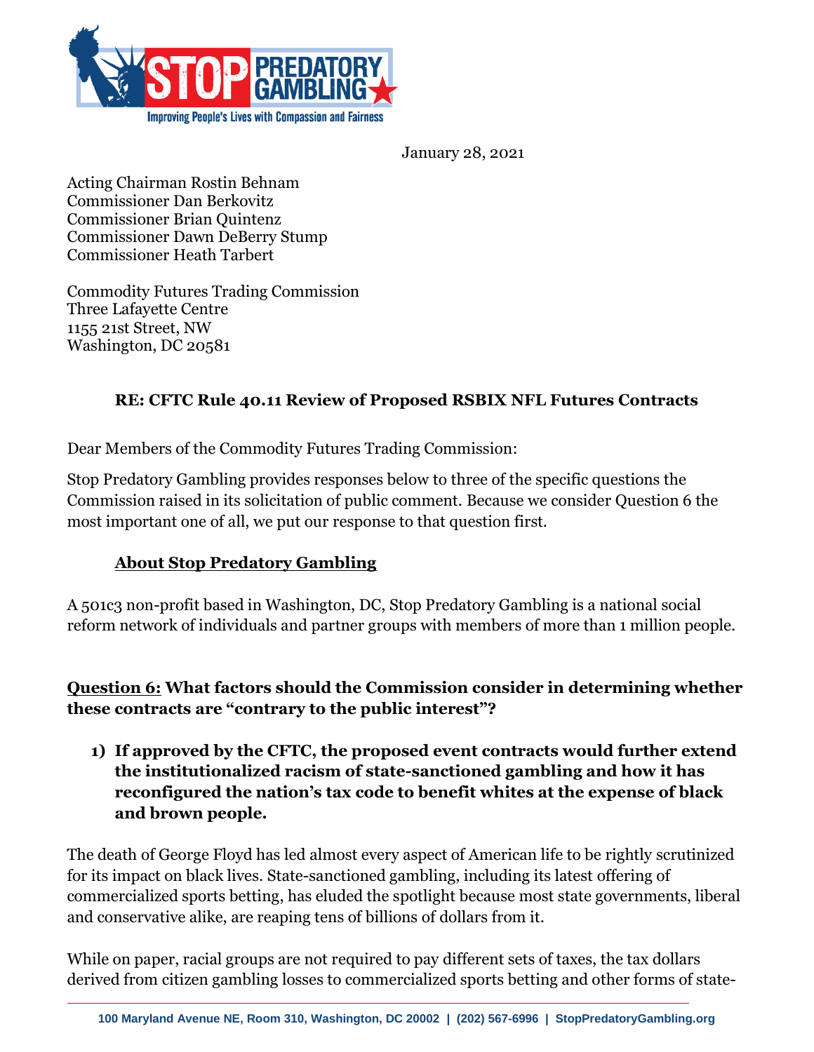STOP PREDATORY GAMBLING

Improving People's Lives with Compassion and Fairness

January 28, 2021

Acting Chairman Rostin Behnam
Commissioner Dan Berkovitz
Commissioner Brian Quintenz
Commissioner Dawn DeBerry Stump
Commissioner Heath Tarbert

Commodity Futures Trading Commission
Three Lafayette Centre
1155 21st Street, NW
Washington, DC 20581

**RE: CFTC Rule 40.11 Review of Proposed RSBIX NFL Futures Contracts**

Dear Members of the Commodity Futures Trading Commission:

Stop Predatory Gambling provides responses below to three of the specific questions the Commission raised in its solicitation of public comment. Because we consider Question 6 the most important one of all, we put our response to that question first.

## About Stop Predatory Gambling

A 501c3 non-profit based in Washington, DC, Stop Predatory Gambling is a national social reform network of individuals and partner groups with members of more than 1 million people.

## Question 6: What factors should the Commission consider in determining whether these contracts are "contrary to the public interest"?

1) **If approved by the CFTC, the proposed event contracts would further extend the institutionalized racism of state-sanctioned gambling and how it has reconfigured the nation's tax code to benefit whites at the expense of black and brown people.**

The death of George Floyd has led almost every aspect of American life to be rightly scrutinized for its impact on black lives. State-sanctioned gambling, including its latest offering of commercialized sports betting, has eluded the spotlight because most state governments, liberal and conservative alike, are reaping tens of billions of dollars from it.

While on paper, racial groups are not required to pay different sets of taxes, the tax dollars derived from citizen gambling losses to commercialized sports betting and other forms of state-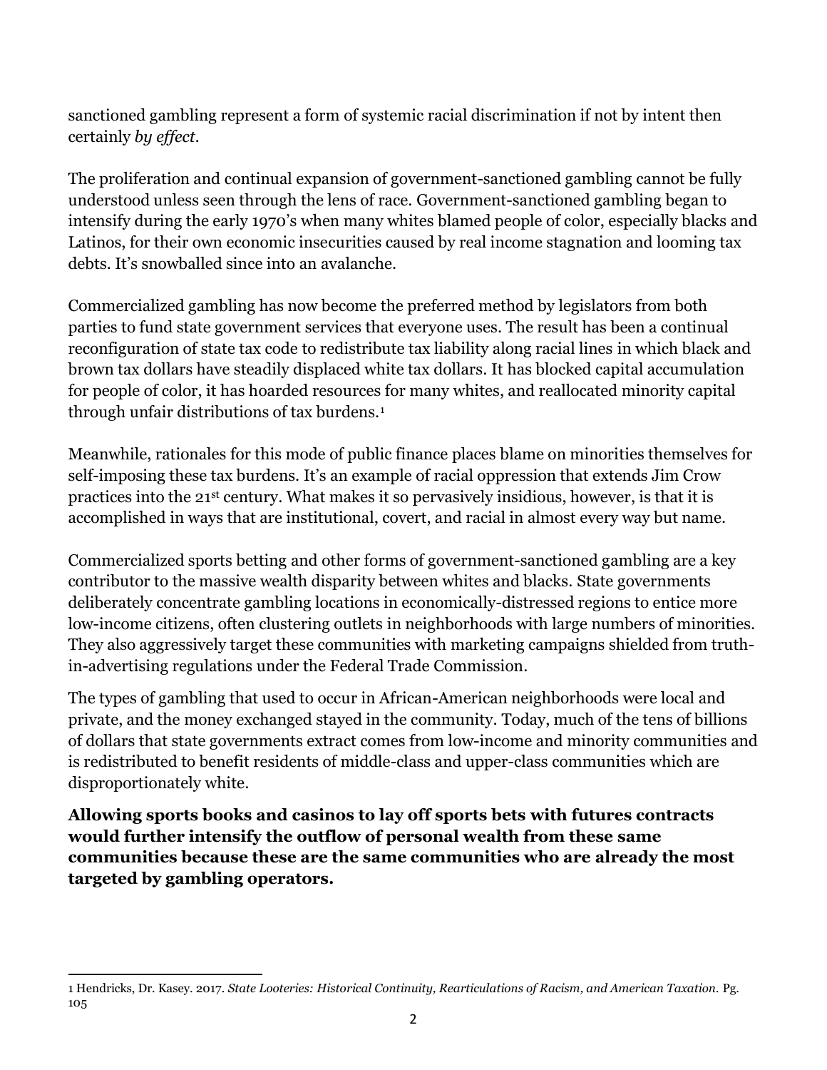sanctioned gambling represent a form of systemic racial discrimination if not by intent then certainly *by effect*.

The proliferation and continual expansion of government-sanctioned gambling cannot be fully understood unless seen through the lens of race. Government-sanctioned gambling began to intensify during the early 1970's when many whites blamed people of color, especially blacks and Latinos, for their own economic insecurities caused by real income stagnation and looming tax debts. It's snowballed since into an avalanche.

Commercialized gambling has now become the preferred method by legislators from both parties to fund state government services that everyone uses. The result has been a continual reconfiguration of state tax code to redistribute tax liability along racial lines in which black and brown tax dollars have steadily displaced white tax dollars. It has blocked capital accumulation for people of color, it has hoarded resources for many whites, and reallocated minority capital through unfair distributions of tax burdens.[1]

Meanwhile, rationales for this mode of public finance places blame on minorities themselves for self-imposing these tax burdens. It's an example of racial oppression that extends Jim Crow practices into the 21st century. What makes it so pervasively insidious, however, is that it is accomplished in ways that are institutional, covert, and racial in almost every way but name.

Commercialized sports betting and other forms of government-sanctioned gambling are a key contributor to the massive wealth disparity between whites and blacks. State governments deliberately concentrate gambling locations in economically-distressed regions to entice more low-income citizens, often clustering outlets in neighborhoods with large numbers of minorities. They also aggressively target these communities with marketing campaigns shielded from truth-in-advertising regulations under the Federal Trade Commission.

The types of gambling that used to occur in African-American neighborhoods were local and private, and the money exchanged stayed in the community. Today, much of the tens of billions of dollars that state governments extract comes from low-income and minority communities and is redistributed to benefit residents of middle-class and upper-class communities which are disproportionately white.

**Allowing sports books and casinos to lay off sports bets with futures contracts would further intensify the outflow of personal wealth from these same communities because these are the same communities who are already the most targeted by gambling operators.**

---

[1] Hendricks, Dr. Kasey. 2017. *State Looteries: Historical Continuity, Rearticulations of Racism, and American Taxation.* Pg. 105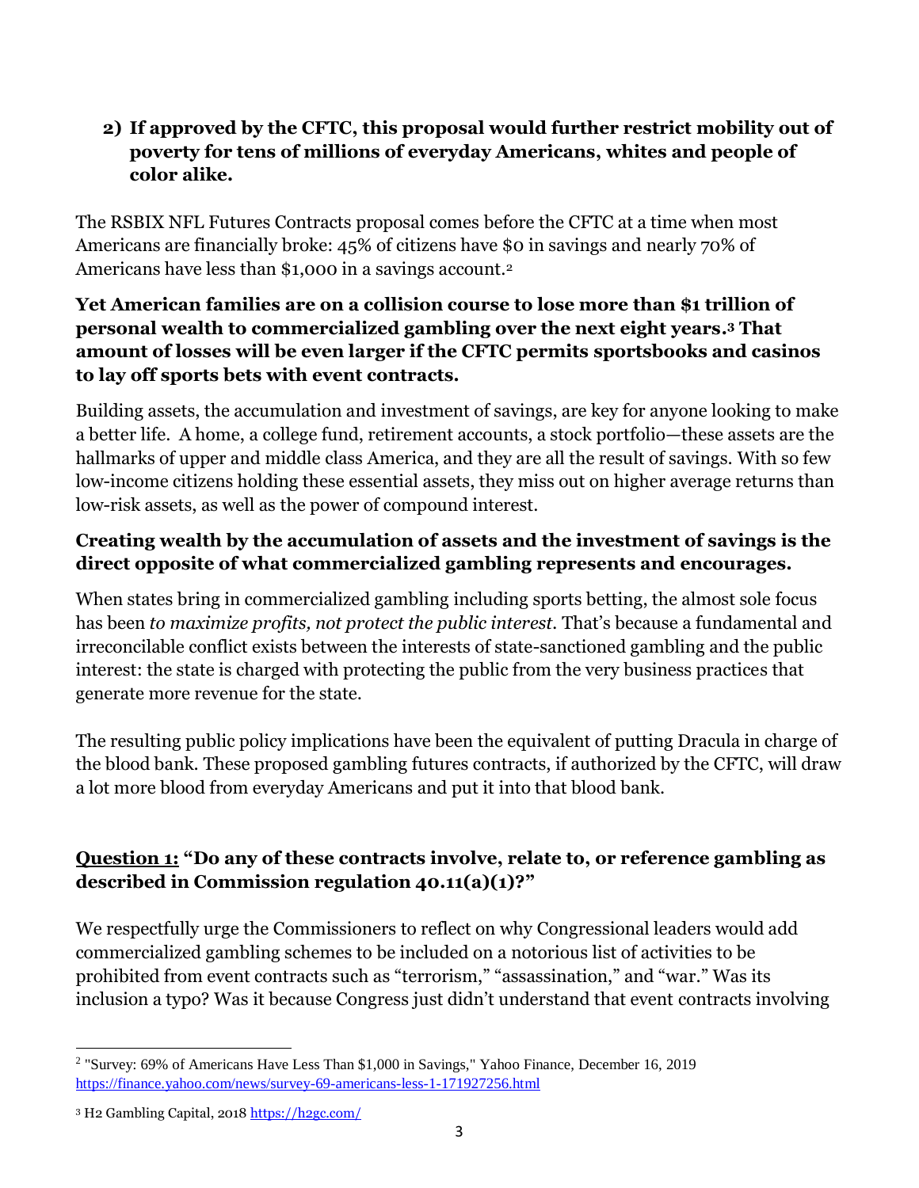**2) If approved by the CFTC, this proposal would further restrict mobility out of poverty for tens of millions of everyday Americans, whites and people of color alike.**

The RSBIX NFL Futures Contracts proposal comes before the CFTC at a time when most Americans are financially broke: 45% of citizens have $0 in savings and nearly 70% of Americans have less than $1,000 in a savings account.[2]

**Yet American families are on a collision course to lose more than $1 trillion of personal wealth to commercialized gambling over the next eight years.[3] That amount of losses will be even larger if the CFTC permits sportsbooks and casinos to lay off sports bets with event contracts.**

Building assets, the accumulation and investment of savings, are key for anyone looking to make a better life. A home, a college fund, retirement accounts, a stock portfolio—these assets are the hallmarks of upper and middle class America, and they are all the result of savings. With so few low-income citizens holding these essential assets, they miss out on higher average returns than low-risk assets, as well as the power of compound interest.

**Creating wealth by the accumulation of assets and the investment of savings is the direct opposite of what commercialized gambling represents and encourages.**

When states bring in commercialized gambling including sports betting, the almost sole focus has been *to maximize profits, not protect the public interest*. That's because a fundamental and irreconcilable conflict exists between the interests of state-sanctioned gambling and the public interest: the state is charged with protecting the public from the very business practices that generate more revenue for the state.

The resulting public policy implications have been the equivalent of putting Dracula in charge of the blood bank. These proposed gambling futures contracts, if authorized by the CFTC, will draw a lot more blood from everyday Americans and put it into that blood bank.

**<u>Question 1:</u> "Do any of these contracts involve, relate to, or reference gambling as described in Commission regulation 40.11(a)(1)?"**

We respectfully urge the Commissioners to reflect on why Congressional leaders would add commercialized gambling schemes to be included on a notorious list of activities to be prohibited from event contracts such as "terrorism," "assassination," and "war." Was its inclusion a typo? Was it because Congress just didn't understand that event contracts involving

---

[2] "Survey: 69% of Americans Have Less Than $1,000 in Savings," Yahoo Finance, December 16, 2019 https://finance.yahoo.com/news/survey-69-americans-less-1-171927256.html

[3] H2 Gambling Capital, 2018 https://h2gc.com/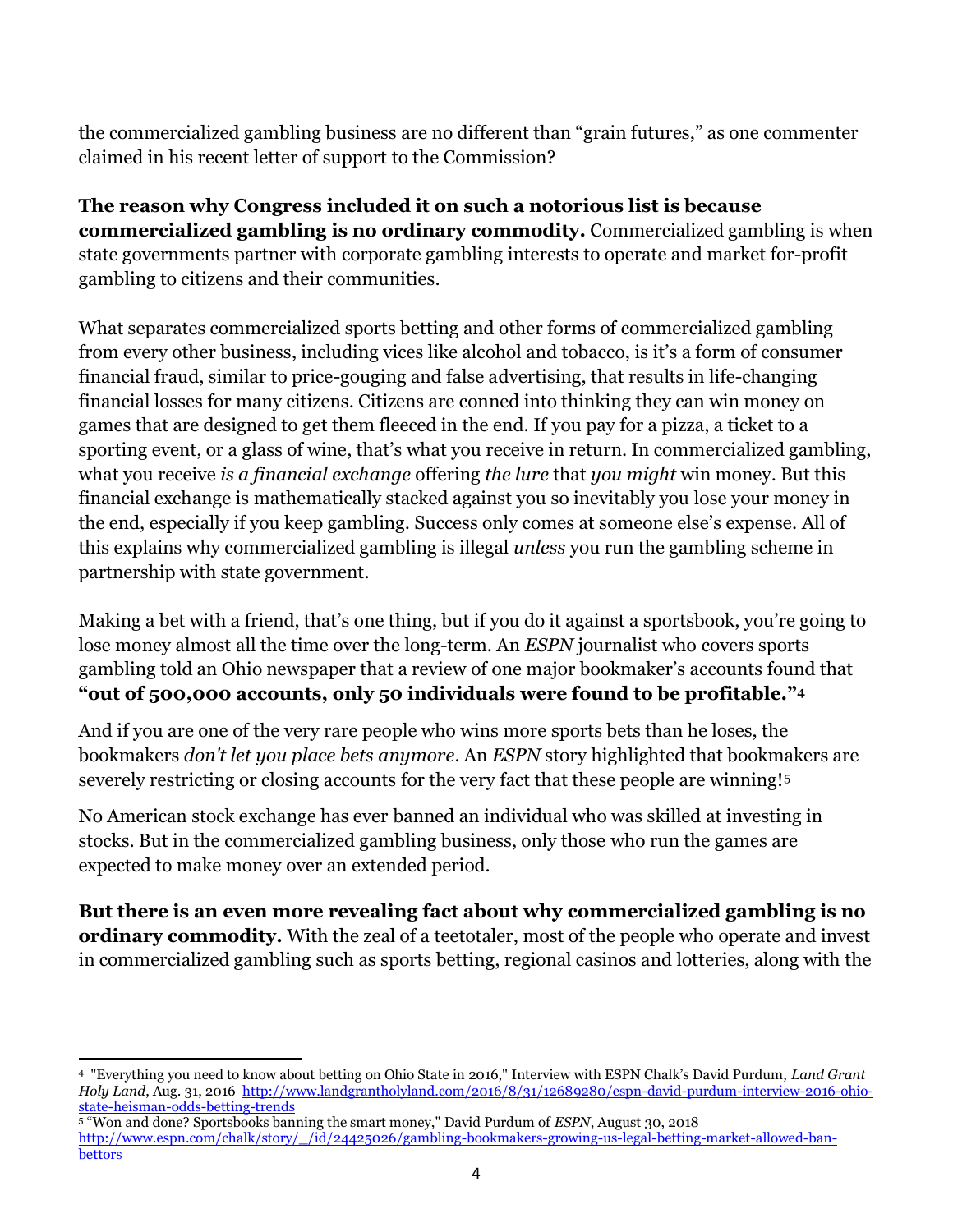the commercialized gambling business are no different than "grain futures," as one commenter claimed in his recent letter of support to the Commission?

**The reason why Congress included it on such a notorious list is because commercialized gambling is no ordinary commodity.** Commercialized gambling is when state governments partner with corporate gambling interests to operate and market for-profit gambling to citizens and their communities.

What separates commercialized sports betting and other forms of commercialized gambling from every other business, including vices like alcohol and tobacco, is it's a form of consumer financial fraud, similar to price-gouging and false advertising, that results in life-changing financial losses for many citizens. Citizens are conned into thinking they can win money on games that are designed to get them fleeced in the end. If you pay for a pizza, a ticket to a sporting event, or a glass of wine, that's what you receive in return. In commercialized gambling, what you receive *is a financial exchange* offering *the lure* that *you might* win money. But this financial exchange is mathematically stacked against you so inevitably you lose your money in the end, especially if you keep gambling. Success only comes at someone else's expense. All of this explains why commercialized gambling is illegal *unless* you run the gambling scheme in partnership with state government.

Making a bet with a friend, that's one thing, but if you do it against a sportsbook, you're going to lose money almost all the time over the long-term. An *ESPN* journalist who covers sports gambling told an Ohio newspaper that a review of one major bookmaker's accounts found that **"out of 500,000 accounts, only 50 individuals were found to be profitable."[4]**

And if you are one of the very rare people who wins more sports bets than he loses, the bookmakers *don't let you place bets anymore*. An *ESPN* story highlighted that bookmakers are severely restricting or closing accounts for the very fact that these people are winning![5]

No American stock exchange has ever banned an individual who was skilled at investing in stocks. But in the commercialized gambling business, only those who run the games are expected to make money over an extended period.

**But there is an even more revealing fact about why commercialized gambling is no ordinary commodity.** With the zeal of a teetotaler, most of the people who operate and invest in commercialized gambling such as sports betting, regional casinos and lotteries, along with the

---

[4] "Everything you need to know about betting on Ohio State in 2016," Interview with ESPN Chalk's David Purdum, *Land Grant Holy Land*, Aug. 31, 2016 http://www.landgrantholyland.com/2016/8/31/12689280/espn-david-purdum-interview-2016-ohio-state-heisman-odds-betting-trends

[5] "Won and done? Sportsbooks banning the smart money," David Purdum of *ESPN*, August 30, 2018 http://www.espn.com/chalk/story/_/id/24425026/gambling-bookmakers-growing-us-legal-betting-market-allowed-ban-bettors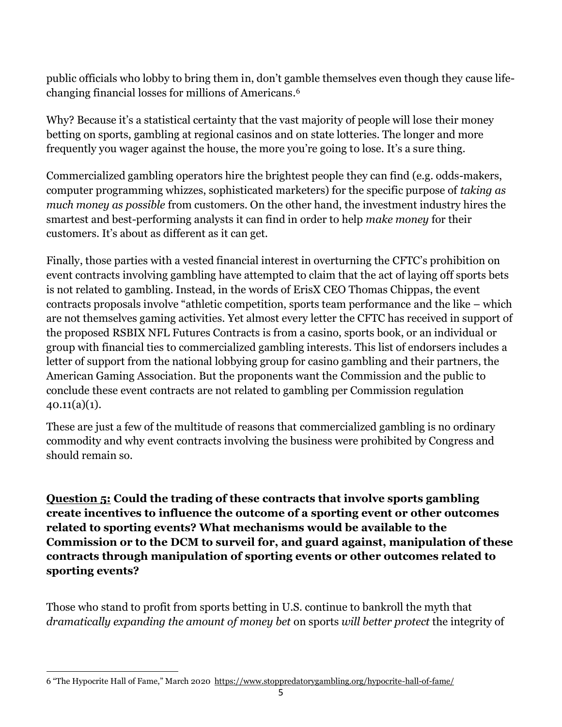public officials who lobby to bring them in, don't gamble themselves even though they cause life-changing financial losses for millions of Americans.[6]

Why? Because it's a statistical certainty that the vast majority of people will lose their money betting on sports, gambling at regional casinos and on state lotteries. The longer and more frequently you wager against the house, the more you're going to lose. It's a sure thing.

Commercialized gambling operators hire the brightest people they can find (e.g. odds-makers, computer programming whizzes, sophisticated marketers) for the specific purpose of *taking as much money as possible* from customers. On the other hand, the investment industry hires the smartest and best-performing analysts it can find in order to help *make money* for their customers. It's about as different as it can get.

Finally, those parties with a vested financial interest in overturning the CFTC's prohibition on event contracts involving gambling have attempted to claim that the act of laying off sports bets is not related to gambling. Instead, in the words of ErisX CEO Thomas Chippas, the event contracts proposals involve "athletic competition, sports team performance and the like – which are not themselves gaming activities. Yet almost every letter the CFTC has received in support of the proposed RSBIX NFL Futures Contracts is from a casino, sports book, or an individual or group with financial ties to commercialized gambling interests. This list of endorsers includes a letter of support from the national lobbying group for casino gambling and their partners, the American Gaming Association. But the proponents want the Commission and the public to conclude these event contracts are not related to gambling per Commission regulation 40.11(a)(1).

These are just a few of the multitude of reasons that commercialized gambling is no ordinary commodity and why event contracts involving the business were prohibited by Congress and should remain so.

**<u>Question 5:</u> Could the trading of these contracts that involve sports gambling create incentives to influence the outcome of a sporting event or other outcomes related to sporting events? What mechanisms would be available to the Commission or to the DCM to surveil for, and guard against, manipulation of these contracts through manipulation of sporting events or other outcomes related to sporting events?**

Those who stand to profit from sports betting in U.S. continue to bankroll the myth that *dramatically expanding the amount of money bet* on sports *will better protect* the integrity of

---

6 "The Hypocrite Hall of Fame," March 2020 https://www.stoppredatorygambling.org/hypocrite-hall-of-fame/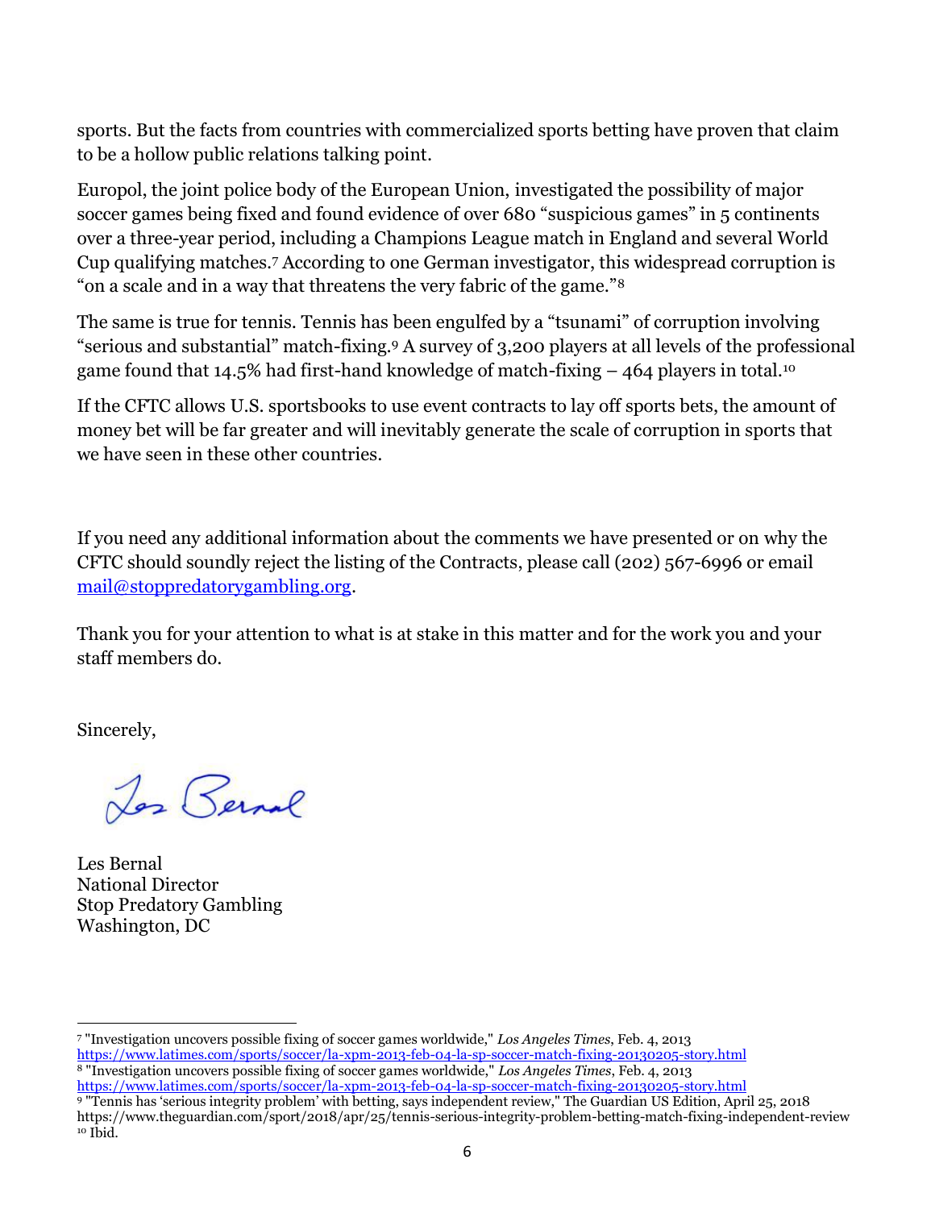sports. But the facts from countries with commercialized sports betting have proven that claim to be a hollow public relations talking point.

Europol, the joint police body of the European Union, investigated the possibility of major soccer games being fixed and found evidence of over 680 "suspicious games" in 5 continents over a three-year period, including a Champions League match in England and several World Cup qualifying matches.[7] According to one German investigator, this widespread corruption is "on a scale and in a way that threatens the very fabric of the game."[8]

The same is true for tennis. Tennis has been engulfed by a "tsunami" of corruption involving "serious and substantial" match-fixing.[9] A survey of 3,200 players at all levels of the professional game found that 14.5% had first-hand knowledge of match-fixing – 464 players in total.[10]

If the CFTC allows U.S. sportsbooks to use event contracts to lay off sports bets, the amount of money bet will be far greater and will inevitably generate the scale of corruption in sports that we have seen in these other countries.

If you need any additional information about the comments we have presented or on why the CFTC should soundly reject the listing of the Contracts, please call (202) 567-6996 or email mail@stoppredatorygambling.org.

Thank you for your attention to what is at stake in this matter and for the work you and your staff members do.

Sincerely,

Les Bernal
National Director
Stop Predatory Gambling
Washington, DC

---

[7] "Investigation uncovers possible fixing of soccer games worldwide," *Los Angeles Times*, Feb. 4, 2013 https://www.latimes.com/sports/soccer/la-xpm-2013-feb-04-la-sp-soccer-match-fixing-20130205-story.html

[8] "Investigation uncovers possible fixing of soccer games worldwide," *Los Angeles Times*, Feb. 4, 2013 https://www.latimes.com/sports/soccer/la-xpm-2013-feb-04-la-sp-soccer-match-fixing-20130205-story.html

[9] "Tennis has 'serious integrity problem' with betting, says independent review," The Guardian US Edition, April 25, 2018 https://www.theguardian.com/sport/2018/apr/25/tennis-serious-integrity-problem-betting-match-fixing-independent-review

[10] Ibid.